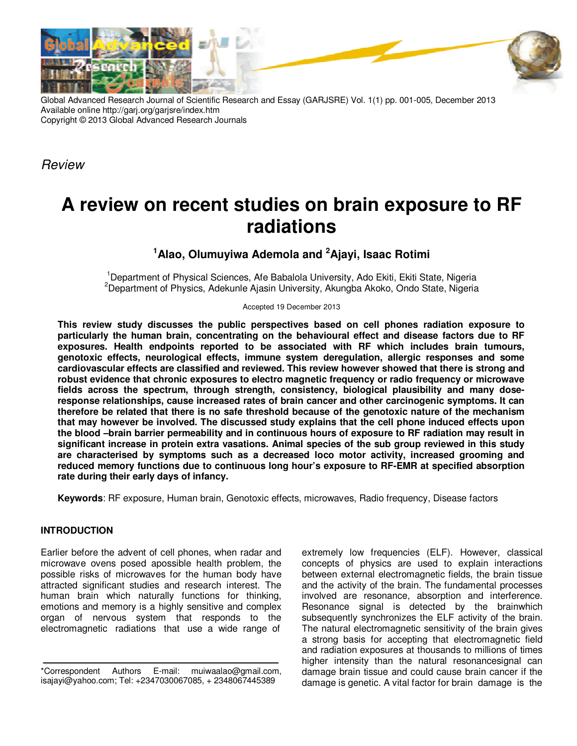Global Advanced Research Journal of Scientific Research and Essay (GARJSRE) Vol. 1(1) pp. 001-005, December 2013
Available online http://garj.org/garjsre/index.htm
Copyright © 2013 Global Advanced Research Journals

*Review*

# A review on recent studies on brain exposure to RF radiations

**[1]Alao, Olumuyiwa Ademola and [2]Ajayi, Isaac Rotimi**

[1]Department of Physical Sciences, Afe Babalola University, Ado Ekiti, Ekiti State, Nigeria
[2]Department of Physics, Adekunle Ajasin University, Akungba Akoko, Ondo State, Nigeria

Accepted 19 December 2013

**This review study discusses the public perspectives based on cell phones radiation exposure to particularly the human brain, concentrating on the behavioural effect and disease factors due to RF exposures. Health endpoints reported to be associated with RF which includes brain tumours, genotoxic effects, neurological effects, immune system deregulation, allergic responses and some cardiovascular effects are classified and reviewed. This review however showed that there is strong and robust evidence that chronic exposures to electro magnetic frequency or radio frequency or microwave fields across the spectrum, through strength, consistency, biological plausibility and many dose-response relationships, cause increased rates of brain cancer and other carcinogenic symptoms. It can therefore be related that there is no safe threshold because of the genotoxic nature of the mechanism that may however be involved. The discussed study explains that the cell phone induced effects upon the blood –brain barrier permeability and in continuous hours of exposure to RF radiation may result in significant increase in protein extra vasations. Animal species of the sub group reviewed in this study are characterised by symptoms such as a decreased loco motor activity, increased grooming and reduced memory functions due to continuous long hour's exposure to RF-EMR at specified absorption rate during their early days of infancy.**

**Keywords**: RF exposure, Human brain, Genotoxic effects, microwaves, Radio frequency, Disease factors

## INTRODUCTION

Earlier before the advent of cell phones, when radar and microwave ovens posed apossible health problem, the possible risks of microwaves for the human body have attracted significant studies and research interest. The human brain which naturally functions for thinking, emotions and memory is a highly sensitive and complex organ of nervous system that responds to the electromagnetic radiations that use a wide range of extremely low frequencies (ELF). However, classical concepts of physics are used to explain interactions between external electromagnetic fields, the brain tissue and the activity of the brain. The fundamental processes involved are resonance, absorption and interference. Resonance signal is detected by the brainwhich subsequently synchronizes the ELF activity of the brain. The natural electromagnetic sensitivity of the brain gives a strong basis for accepting that electromagnetic field and radiation exposures at thousands to millions of times higher intensity than the natural resonancesignal can damage brain tissue and could cause brain cancer if the damage is genetic. A vital factor for brain damage is the

*Correspondent Authors E-mail: muiwaalao@gmail.com, isajayi@yahoo.com; Tel: +2347030067085, + 2348067445389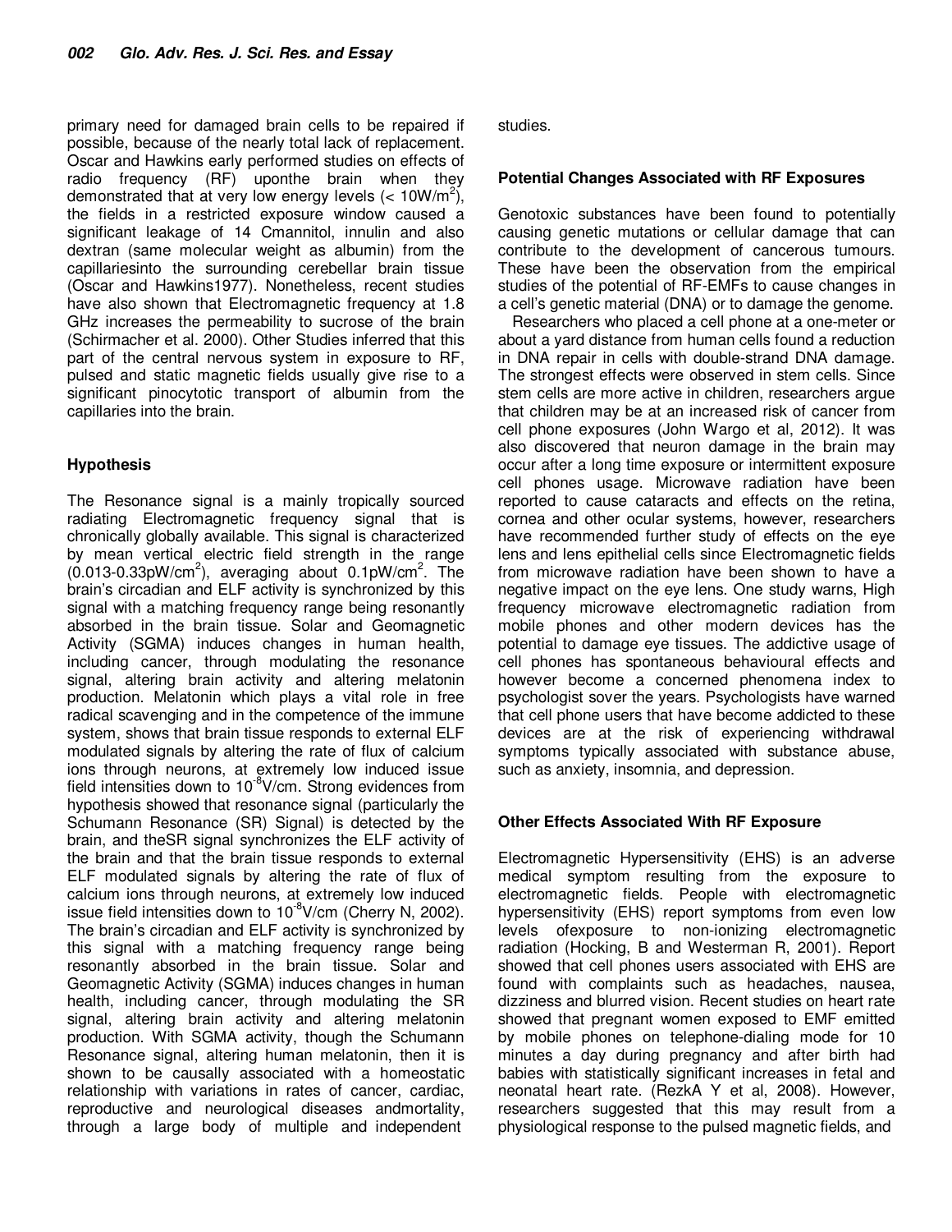primary need for damaged brain cells to be repaired if possible, because of the nearly total lack of replacement. Oscar and Hawkins early performed studies on effects of radio frequency (RF) uponthe brain when they demonstrated that at very low energy levels (< 10W/m$^2$), the fields in a restricted exposure window caused a significant leakage of 14 Cmannitol, innulin and also dextran (same molecular weight as albumin) from the capillariesinto the surrounding cerebellar brain tissue (Oscar and Hawkins1977). Nonetheless, recent studies have also shown that Electromagnetic frequency at 1.8 GHz increases the permeability to sucrose of the brain (Schirmacher et al. 2000). Other Studies inferred that this part of the central nervous system in exposure to RF, pulsed and static magnetic fields usually give rise to a significant pinocytotic transport of albumin from the capillaries into the brain.

## Hypothesis

The Resonance signal is a mainly tropically sourced radiating Electromagnetic frequency signal that is chronically globally available. This signal is characterized by mean vertical electric field strength in the range (0.013-0.33pW/cm$^2$), averaging about 0.1pW/cm$^2$. The brain's circadian and ELF activity is synchronized by this signal with a matching frequency range being resonantly absorbed in the brain tissue. Solar and Geomagnetic Activity (SGMA) induces changes in human health, including cancer, through modulating the resonance signal, altering brain activity and altering melatonin production. Melatonin which plays a vital role in free radical scavenging and in the competence of the immune system, shows that brain tissue responds to external ELF modulated signals by altering the rate of flux of calcium ions through neurons, at extremely low induced issue field intensities down to 10$^{-8}$V/cm. Strong evidences from hypothesis showed that resonance signal (particularly the Schumann Resonance (SR) Signal) is detected by the brain, and theSR signal synchronizes the ELF activity of the brain and that the brain tissue responds to external ELF modulated signals by altering the rate of flux of calcium ions through neurons, at extremely low induced issue field intensities down to 10$^{-8}$V/cm (Cherry N, 2002). The brain's circadian and ELF activity is synchronized by this signal with a matching frequency range being resonantly absorbed in the brain tissue. Solar and Geomagnetic Activity (SGMA) induces changes in human health, including cancer, through modulating the SR signal, altering brain activity and altering melatonin production. With SGMA activity, though the Schumann Resonance signal, altering human melatonin, then it is shown to be causally associated with a homeostatic relationship with variations in rates of cancer, cardiac, reproductive and neurological diseases andmortality, through a large body of multiple and independent studies.

## Potential Changes Associated with RF Exposures

Genotoxic substances have been found to potentially causing genetic mutations or cellular damage that can contribute to the development of cancerous tumours. These have been the observation from the empirical studies of the potential of RF-EMFs to cause changes in a cell's genetic material (DNA) or to damage the genome.

Researchers who placed a cell phone at a one-meter or about a yard distance from human cells found a reduction in DNA repair in cells with double-strand DNA damage. The strongest effects were observed in stem cells. Since stem cells are more active in children, researchers argue that children may be at an increased risk of cancer from cell phone exposures (John Wargo et al, 2012). It was also discovered that neuron damage in the brain may occur after a long time exposure or intermittent exposure cell phones usage. Microwave radiation have been reported to cause cataracts and effects on the retina, cornea and other ocular systems, however, researchers have recommended further study of effects on the eye lens and lens epithelial cells since Electromagnetic fields from microwave radiation have been shown to have a negative impact on the eye lens. One study warns, High frequency microwave electromagnetic radiation from mobile phones and other modern devices has the potential to damage eye tissues. The addictive usage of cell phones has spontaneous behavioural effects and however become a concerned phenomena index to psychologist sover the years. Psychologists have warned that cell phone users that have become addicted to these devices are at the risk of experiencing withdrawal symptoms typically associated with substance abuse, such as anxiety, insomnia, and depression.

## Other Effects Associated With RF Exposure

Electromagnetic Hypersensitivity (EHS) is an adverse medical symptom resulting from the exposure to electromagnetic fields. People with electromagnetic hypersensitivity (EHS) report symptoms from even low levels ofexposure to non-ionizing electromagnetic radiation (Hocking, B and Westerman R, 2001). Report showed that cell phones users associated with EHS are found with complaints such as headaches, nausea, dizziness and blurred vision. Recent studies on heart rate showed that pregnant women exposed to EMF emitted by mobile phones on telephone-dialing mode for 10 minutes a day during pregnancy and after birth had babies with statistically significant increases in fetal and neonatal heart rate. (RezkA Y et al, 2008). However, researchers suggested that this may result from a physiological response to the pulsed magnetic fields, and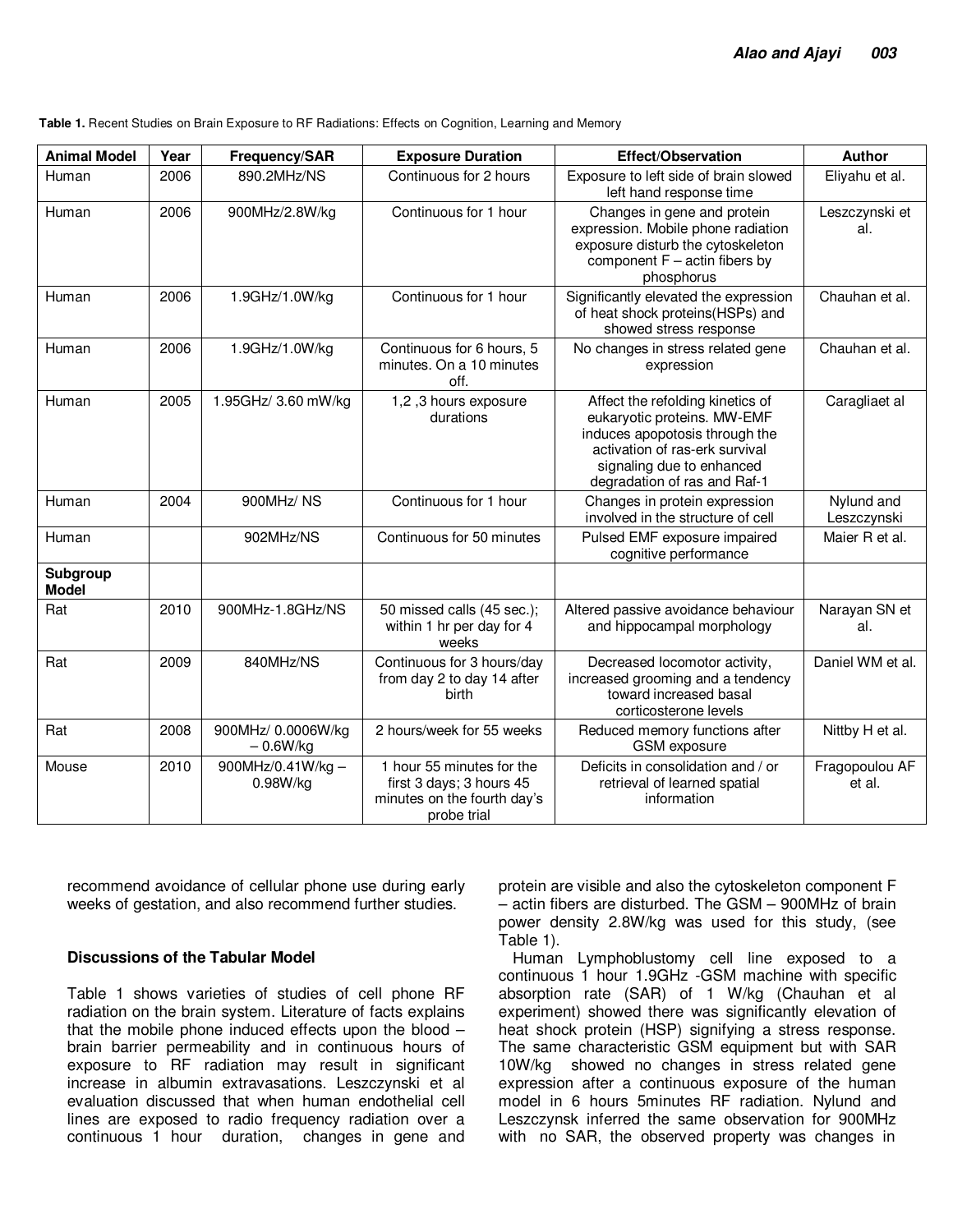**Table 1.** Recent Studies on Brain Exposure to RF Radiations: Effects on Cognition, Learning and Memory

| Animal Model | Year | Frequency/SAR | Exposure Duration | Effect/Observation | Author |
|---|---|---|---|---|---|
| Human | 2006 | 890.2MHz/NS | Continuous for 2 hours | Exposure to left side of brain slowed left hand response time | Eliyahu et al. |
| Human | 2006 | 900MHz/2.8W/kg | Continuous for 1 hour | Changes in gene and protein expression. Mobile phone radiation exposure disturb the cytoskeleton component F – actin fibers by phosphorus | Leszczynski et al. |
| Human | 2006 | 1.9GHz/1.0W/kg | Continuous for 1 hour | Significantly elevated the expression of heat shock proteins(HSPs) and showed stress response | Chauhan et al. |
| Human | 2006 | 1.9GHz/1.0W/kg | Continuous for 6 hours, 5 minutes. On a 10 minutes off. | No changes in stress related gene expression | Chauhan et al. |
| Human | 2005 | 1.95GHz/ 3.60 mW/kg | 1,2 ,3 hours exposure durations | Affect the refolding kinetics of eukaryotic proteins. MW-EMF induces apoptosis through the activation of ras-erk survival signaling due to enhanced degradation of ras and Raf-1 | Caragliaet al |
| Human | 2004 | 900MHz/ NS | Continuous for 1 hour | Changes in protein expression involved in the structure of cell | Nylund and Leszczynski |
| Human | | 902MHz/NS | Continuous for 50 minutes | Pulsed EMF exposure impaired cognitive performance | Maier R et al. |
| **Subgroup Model** | | | | | |
| Rat | 2010 | 900MHz-1.8GHz/NS | 50 missed calls (45 sec.); within 1 hr per day for 4 weeks | Altered passive avoidance behaviour and hippocampal morphology | Narayan SN et al. |
| Rat | 2009 | 840MHz/NS | Continuous for 3 hours/day from day 2 to day 14 after birth | Decreased locomotor activity, increased grooming and a tendency toward increased basal corticosterone levels | Daniel WM et al. |
| Rat | 2008 | 900MHz/ 0.0006W/kg – 0.6W/kg | 2 hours/week for 55 weeks | Reduced memory functions after GSM exposure | Nittby H et al. |
| Mouse | 2010 | 900MHz/0.41W/kg – 0.98W/kg | 1 hour 55 minutes for the first 3 days; 3 hours 45 minutes on the fourth day's probe trial | Deficits in consolidation and / or retrieval of learned spatial information | Fragopoulou AF et al. |

recommend avoidance of cellular phone use during early weeks of gestation, and also recommend further studies.

### Discussions of the Tabular Model

Table 1 shows varieties of studies of cell phone RF radiation on the brain system. Literature of facts explains that the mobile phone induced effects upon the blood – brain barrier permeability and in continuous hours of exposure to RF radiation may result in significant increase in albumin extravasations. Leszczynski et al evaluation discussed that when human endothelial cell lines are exposed to radio frequency radiation over a continuous 1 hour duration, changes in gene and protein are visible and also the cytoskeleton component F – actin fibers are disturbed. The GSM – 900MHz of brain power density 2.8W/kg was used for this study, (see Table 1).

Human Lymphoblustomy cell line exposed to a continuous 1 hour 1.9GHz -GSM machine with specific absorption rate (SAR) of 1 W/kg (Chauhan et al experiment) showed there was significantly elevation of heat shock protein (HSP) signifying a stress response. The same characteristic GSM equipment but with SAR 10W/kg showed no changes in stress related gene expression after a continuous exposure of the human model in 6 hours 5minutes RF radiation. Nylund and Leszczynsk inferred the same observation for 900MHz with no SAR, the observed property was changes in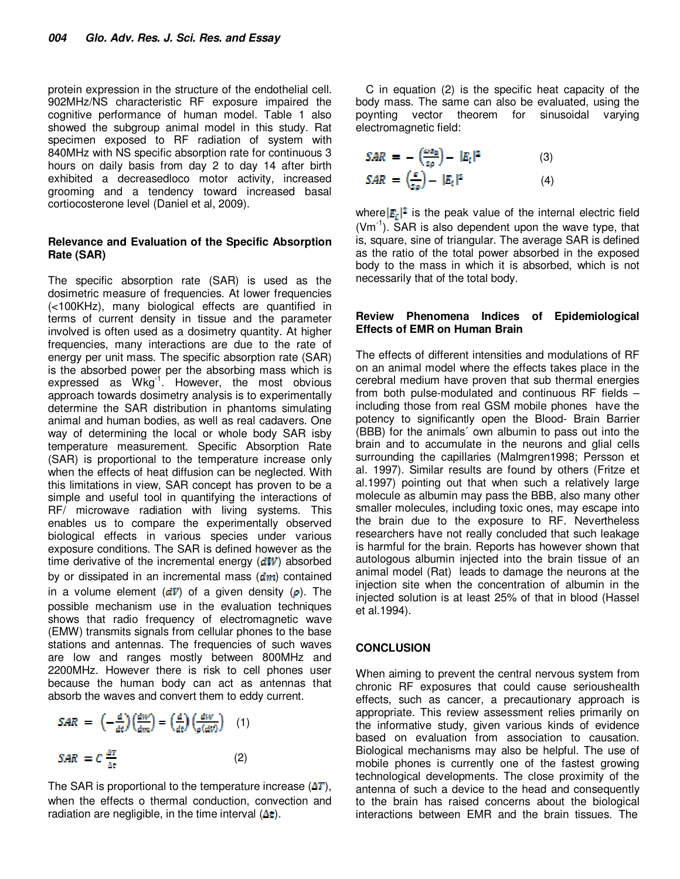protein expression in the structure of the endothelial cell. 902MHz/NS characteristic RF exposure impaired the cognitive performance of human model. Table 1 also showed the subgroup animal model in this study. Rat specimen exposed to RF radiation of system with 840MHz with NS specific absorption rate for continuous 3 hours on daily basis from day 2 to day 14 after birth exhibited a decreasedloco motor activity, increased grooming and a tendency toward increased basal cortiocosterone level (Daniel et al, 2009).

**Relevance and Evaluation of the Specific Absorption Rate (SAR)**

The specific absorption rate (SAR) is used as the dosimetric measure of frequencies. At lower frequencies (<100KHz), many biological effects are quantified in terms of current density in tissue and the parameter involved is often used as a dosimetry quantity. At higher frequencies, many interactions are due to the rate of energy per unit mass. The specific absorption rate (SAR) is the absorbed power per the absorbing mass which is expressed as $Wkg^{-1}$. However, the most obvious approach towards dosimetry analysis is to experimentally determine the SAR distribution in phantoms simulating animal and human bodies, as well as real cadavers. One way of determining the local or whole body SAR isby temperature measurement. Specific Absorption Rate (SAR) is proportional to the temperature increase only when the effects of heat diffusion can be neglected. With this limitations in view, SAR concept has proven to be a simple and useful tool in quantifying the interactions of RF/ microwave radiation with living systems. This enables us to compare the experimentally observed biological effects in various species under various exposure conditions. The SAR is defined however as the time derivative of the incremental energy ($dW$) absorbed by or dissipated in an incremental mass ($dm$) contained in a volume element ($dV$) of a given density ($\rho$). The possible mechanism use in the evaluation techniques shows that radio frequency of electromagnetic wave (EMW) transmits signals from cellular phones to the base stations and antennas. The frequencies of such waves are low and ranges mostly between 800MHz and 2200MHz. However there is risk to cell phones user because the human body can act as antennas that absorb the waves and convert them to eddy current.

$$SAR = \left(-\frac{d}{dt}\right)\left(\frac{dW}{dm}\right) = \left(\frac{d}{dt}\right)\left(\frac{dW}{\rho(dV)}\right) \quad (1)$$

$$SAR = C\frac{\Delta T}{\Delta t} \quad (2)$$

The SAR is proportional to the temperature increase ($\Delta T$), when the effects o thermal conduction, convection and radiation are negligible, in the time interval ($\Delta t$).

C in equation (2) is the specific heat capacity of the body mass. The same can also be evaluated, using the poynting vector theorem for sinusoidal varying electromagnetic field:

$$SAR = -\left(\frac{\omega\varepsilon_0}{2\rho}\right) - |E_i|^2 \quad (3)$$

$$SAR = \left(\frac{\varepsilon}{2\rho}\right) - |E_i|^2 \quad (4)$$

where $|E_i|^2$ is the peak value of the internal electric field ($Vm^{-1}$). SAR is also dependent upon the wave type, that is, square, sine of triangular. The average SAR is defined as the ratio of the total power absorbed in the exposed body to the mass in which it is absorbed, which is not necessarily that of the total body.

**Review Phenomena Indices of Epidemiological Effects of EMR on Human Brain**

The effects of different intensities and modulations of RF on an animal model where the effects takes place in the cerebral medium have proven that sub thermal energies from both pulse-modulated and continuous RF fields – including those from real GSM mobile phones have the potency to significantly open the Blood- Brain Barrier (BBB) for the animals´ own albumin to pass out into the brain and to accumulate in the neurons and glial cells surrounding the capillaries (Malmgren1998; Persson et al. 1997). Similar results are found by others (Fritze et al.1997) pointing out that when such a relatively large molecule as albumin may pass the BBB, also many other smaller molecules, including toxic ones, may escape into the brain due to the exposure to RF. Nevertheless researchers have not really concluded that such leakage is harmful for the brain. Reports has however shown that autologous albumin injected into the brain tissue of an animal model (Rat) leads to damage the neurons at the injection site when the concentration of albumin in the injected solution is at least 25% of that in blood (Hassel et al.1994).

**CONCLUSION**

When aiming to prevent the central nervous system from chronic RF exposures that could cause serioushealth effects, such as cancer, a precautionary approach is appropriate. This review assessment relies primarily on the informative study, given various kinds of evidence based on evaluation from association to causation. Biological mechanisms may also be helpful. The use of mobile phones is currently one of the fastest growing technological developments. The close proximity of the antenna of such a device to the head and consequently to the brain has raised concerns about the biological interactions between EMR and the brain tissues. The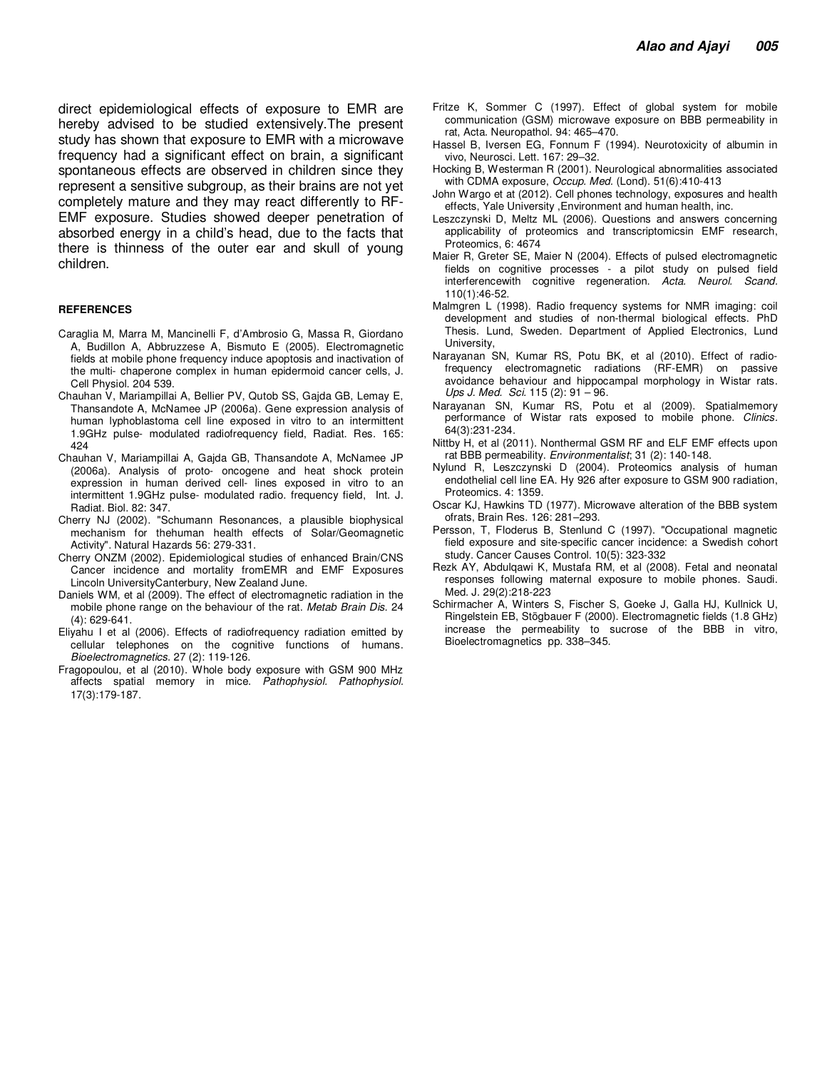direct epidemiological effects of exposure to EMR are hereby advised to be studied extensively.The present study has shown that exposure to EMR with a microwave frequency had a significant effect on brain, a significant spontaneous effects are observed in children since they represent a sensitive subgroup, as their brains are not yet completely mature and they may react differently to RF-EMF exposure. Studies showed deeper penetration of absorbed energy in a child's head, due to the facts that there is thinness of the outer ear and skull of young children.

## REFERENCES

Caraglia M, Marra M, Mancinelli F, d'Ambrosio G, Massa R, Giordano A, Budillon A, Abbruzzese A, Bismuto E (2005). Electromagnetic fields at mobile phone frequency induce apoptosis and inactivation of the multi- chaperone complex in human epidermoid cancer cells, J. Cell Physiol. 204 539.

Chauhan V, Mariampillai A, Bellier PV, Qutob SS, Gajda GB, Lemay E, Thansandote A, McNamee JP (2006a). Gene expression analysis of human lyphoblastoma cell line exposed in vitro to an intermittent 1.9GHz pulse- modulated radiofrequency field, Radiat. Res. 165: 424

Chauhan V, Mariampillai A, Gajda GB, Thansandote A, McNamee JP (2006a). Analysis of proto- oncogene and heat shock protein expression in human derived cell- lines exposed in vitro to an intermittent 1.9GHz pulse- modulated radio. frequency field, Int. J. Radiat. Biol. 82: 347.

Cherry NJ (2002). "Schumann Resonances, a plausible biophysical mechanism for thehuman health effects of Solar/Geomagnetic Activity". Natural Hazards 56: 279-331.

Cherry ONZM (2002). Epidemiological studies of enhanced Brain/CNS Cancer incidence and mortality fromEMR and EMF Exposures Lincoln UniversityCanterbury, New Zealand June.

Daniels WM, et al (2009). The effect of electromagnetic radiation in the mobile phone range on the behaviour of the rat. *Metab Brain Dis.* 24 (4): 629-641.

Eliyahu I et al (2006). Effects of radiofrequency radiation emitted by cellular telephones on the cognitive functions of humans. *Bioelectromagnetics.* 27 (2): 119-126.

Fragopoulou, et al (2010). Whole body exposure with GSM 900 MHz affects spatial memory in mice. *Pathophysiol. Pathophysiol.* 17(3):179-187.

Fritze K, Sommer C (1997). Effect of global system for mobile communication (GSM) microwave exposure on BBB permeability in rat, Acta. Neuropathol. 94: 465–470.

Hassel B, Iversen EG, Fonnum F (1994). Neurotoxicity of albumin in vivo, Neurosci. Lett. 167: 29–32.

Hocking B, Westerman R (2001). Neurological abnormalities associated with CDMA exposure, *Occup. Med.* (Lond). 51(6):410-413

John Wargo et at (2012). Cell phones technology, exposures and health effects, Yale University ,Environment and human health, inc.

Leszczynski D, Meltz ML (2006). Questions and answers concerning applicability of proteomics and transcriptomicsin EMF research, Proteomics, 6: 4674

Maier R, Greter SE, Maier N (2004). Effects of pulsed electromagnetic fields on cognitive processes - a pilot study on pulsed field interferencewith cognitive regeneration. *Acta. Neurol. Scand.* 110(1):46-52.

Malmgren L (1998). Radio frequency systems for NMR imaging: coil development and studies of non-thermal biological effects. PhD Thesis. Lund, Sweden. Department of Applied Electronics, Lund University,

Narayanan SN, Kumar RS, Potu BK, et al (2010). Effect of radio-frequency electromagnetic radiations (RF-EMR) on passive avoidance behaviour and hippocampal morphology in Wistar rats. *Ups J. Med. Sci.* 115 (2): 91 – 96.

Narayanan SN, Kumar RS, Potu et al (2009). Spatialmemory performance of Wistar rats exposed to mobile phone. *Clinics.* 64(3):231-234.

Nittby H, et al (2011). Nonthermal GSM RF and ELF EMF effects upon rat BBB permeability. *Environmentalist*; 31 (2): 140-148.

Nylund R, Leszczynski D (2004). Proteomics analysis of human endothelial cell line EA. Hy 926 after exposure to GSM 900 radiation, Proteomics. 4: 1359.

Oscar KJ, Hawkins TD (1977). Microwave alteration of the BBB system ofrats, Brain Res. 126: 281–293.

Persson, T, Floderus B, Stenlund C (1997). "Occupational magnetic field exposure and site-specific cancer incidence: a Swedish cohort study. Cancer Causes Control. 10(5): 323-332

Rezk AY, Abdulqawi K, Mustafa RM, et al (2008). Fetal and neonatal responses following maternal exposure to mobile phones. Saudi. Med. J. 29(2):218-223

Schirmacher A, Winters S, Fischer S, Goeke J, Galla HJ, Kullnick U, Ringelstein EB, Stögbauer F (2000). Electromagnetic fields (1.8 GHz) increase the permeability to sucrose of the BBB in vitro, Bioelectromagnetics pp. 338–345.